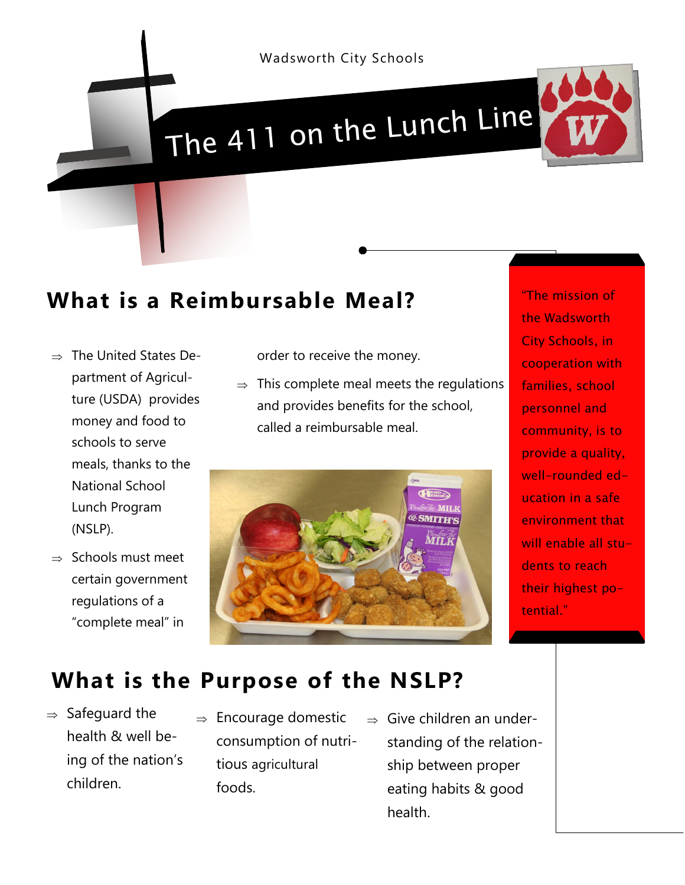Wadsworth City Schools

# The 411 on the Lunch Line

## What is a Reimbursable Meal?

- The United States Department of Agriculture (USDA) provides money and food to schools to serve meals, thanks to the National School Lunch Program (NSLP).
- Schools must meet certain government regulations of a "complete meal" in order to receive the money.
- This complete meal meets the regulations and provides benefits for the school, called a reimbursable meal.

"The mission of the Wadsworth City Schools, in cooperation with families, school personnel and community, is to provide a quality, well-rounded education in a safe environment that will enable all students to reach their highest potential."

## What is the Purpose of the NSLP?

- Safeguard the health & well being of the nation's children.
- Encourage domestic consumption of nutritious agricultural foods.
- Give children an understanding of the relationship between proper eating habits & good health.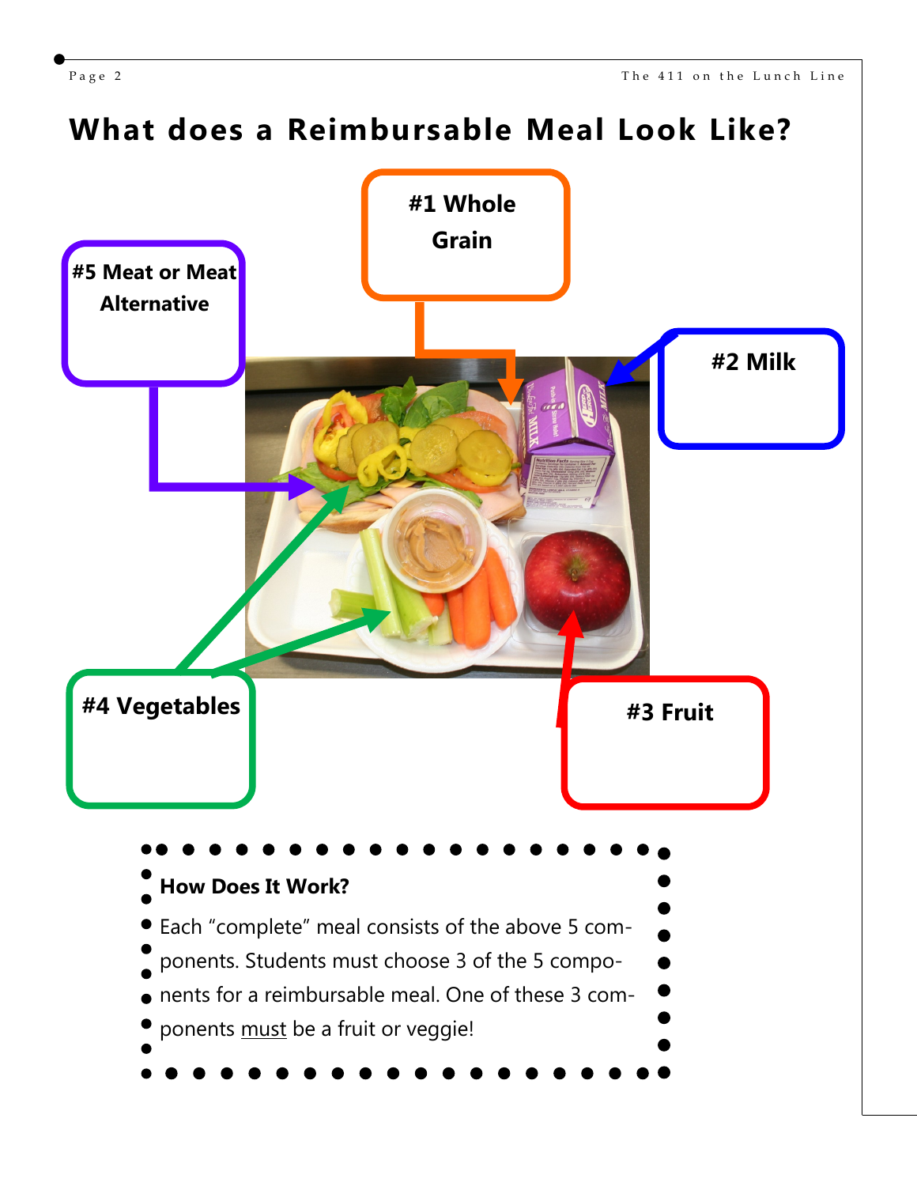# What does a Reimbursable Meal Look Like?

#1 Whole Grain

#5 Meat or Meat Alternative

#2 Milk

#4 Vegetables

#3 Fruit

**How Does It Work?**

Each "complete" meal consists of the above 5 components. Students must choose 3 of the 5 components for a reimbursable meal. One of these 3 components must be a fruit or veggie!